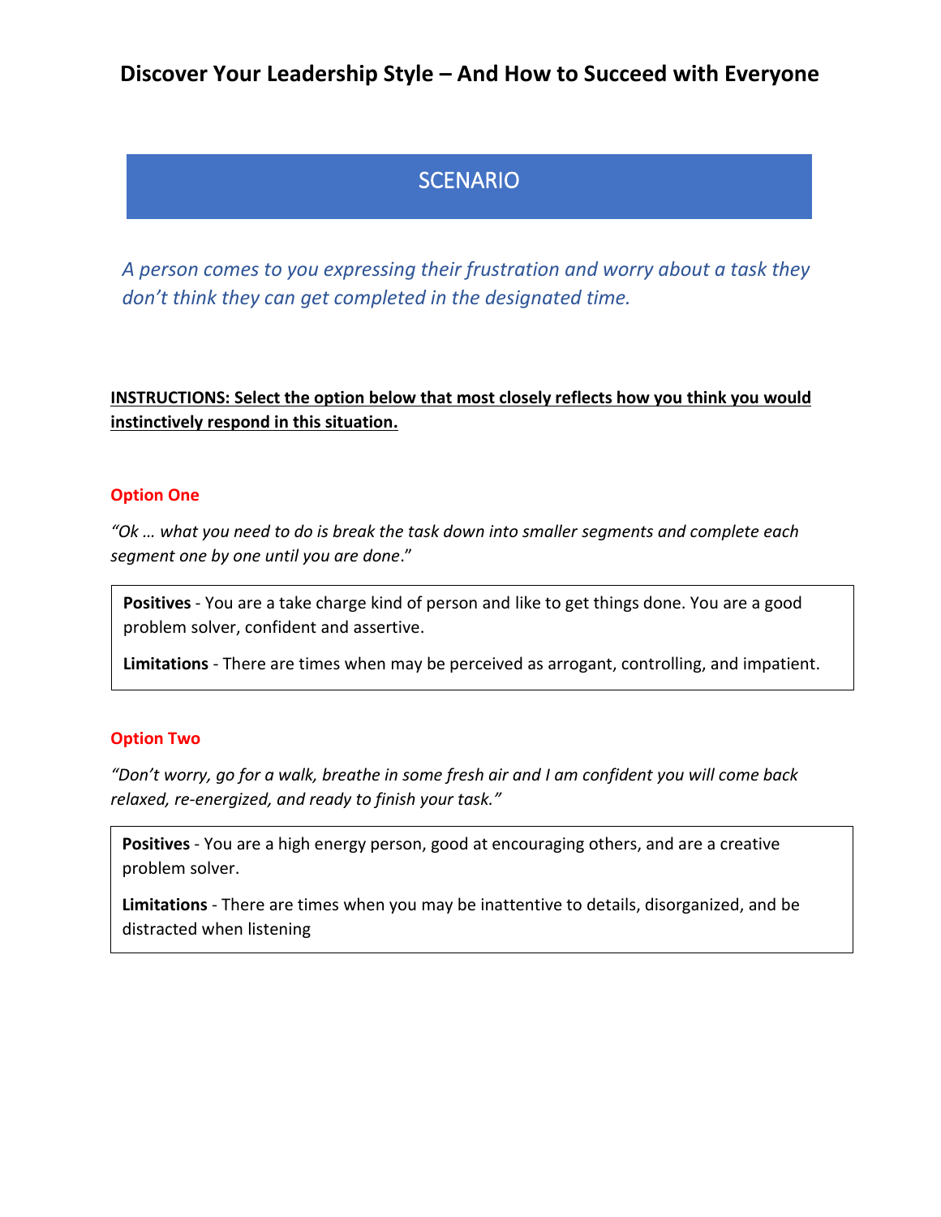# Discover Your Leadership Style – And How to Succeed with Everyone

## SCENARIO

*A person comes to you expressing their frustration and worry about a task they don't think they can get completed in the designated time.*

**INSTRUCTIONS: Select the option below that most closely reflects how you think you would instinctively respond in this situation.**

### Option One

*"Ok … what you need to do is break the task down into smaller segments and complete each segment one by one until you are done*."

**Positives** - You are a take charge kind of person and like to get things done. You are a good problem solver, confident and assertive.

**Limitations** - There are times when may be perceived as arrogant, controlling, and impatient.

### Option Two

*"Don't worry, go for a walk, breathe in some fresh air and I am confident you will come back relaxed, re-energized, and ready to finish your task."*

**Positives** - You are a high energy person, good at encouraging others, and are a creative problem solver.

**Limitations** - There are times when you may be inattentive to details, disorganized, and be distracted when listening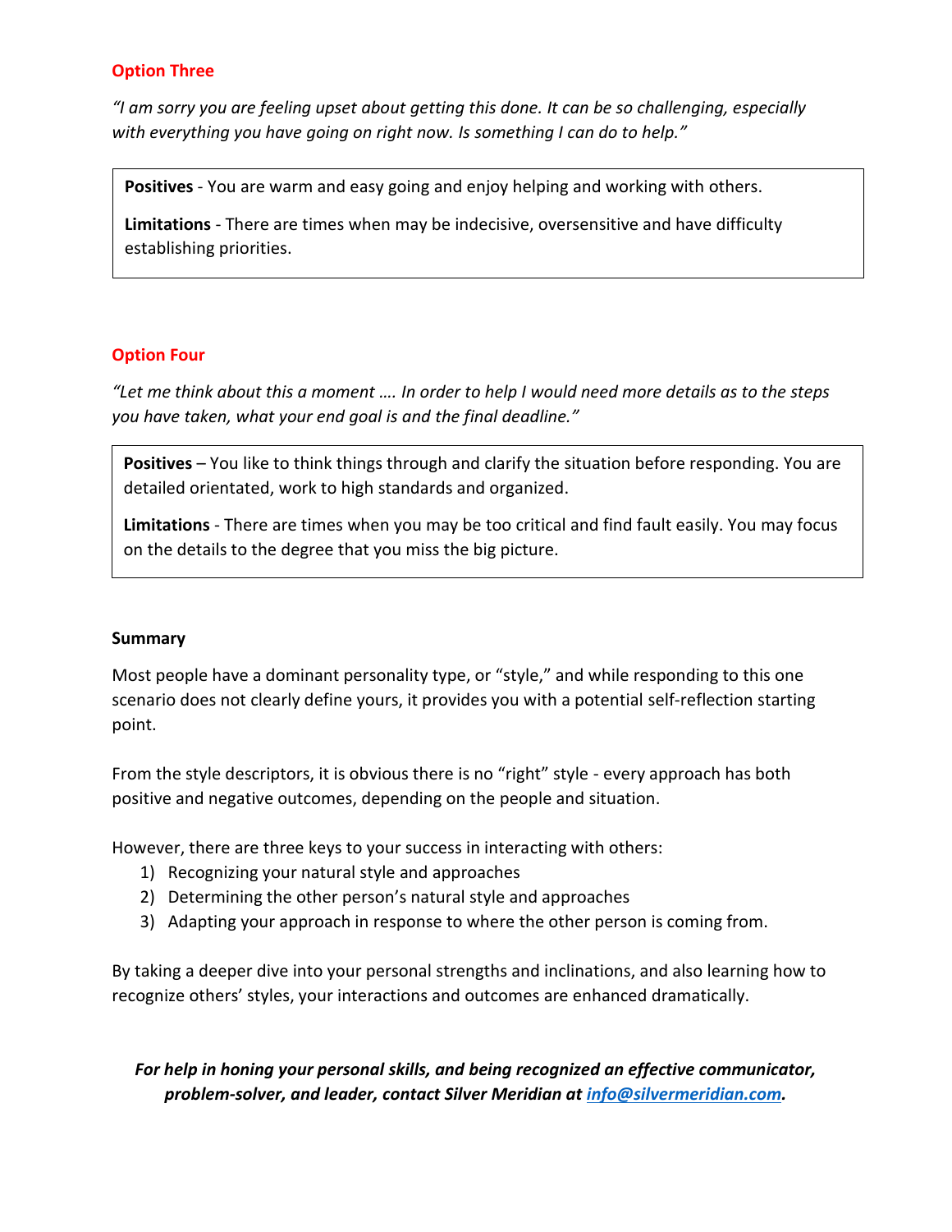### Option Three

*"I am sorry you are feeling upset about getting this done. It can be so challenging, especially with everything you have going on right now. Is something I can do to help."*

**Positives** - You are warm and easy going and enjoy helping and working with others.

**Limitations** - There are times when may be indecisive, oversensitive and have difficulty establishing priorities.

### Option Four

*"Let me think about this a moment …. In order to help I would need more details as to the steps you have taken, what your end goal is and the final deadline."*

**Positives** – You like to think things through and clarify the situation before responding. You are detailed orientated, work to high standards and organized.

**Limitations** - There are times when you may be too critical and find fault easily. You may focus on the details to the degree that you miss the big picture.

**Summary**

Most people have a dominant personality type, or "style," and while responding to this one scenario does not clearly define yours, it provides you with a potential self-reflection starting point.

From the style descriptors, it is obvious there is no "right" style - every approach has both positive and negative outcomes, depending on the people and situation.

However, there are three keys to your success in interacting with others:

1) Recognizing your natural style and approaches
2) Determining the other person's natural style and approaches
3) Adapting your approach in response to where the other person is coming from.

By taking a deeper dive into your personal strengths and inclinations, and also learning how to recognize others' styles, your interactions and outcomes are enhanced dramatically.

***For help in honing your personal skills, and being recognized an effective communicator, problem-solver, and leader, contact Silver Meridian at [info@silvermeridian.com](mailto:info@silvermeridian.com).***